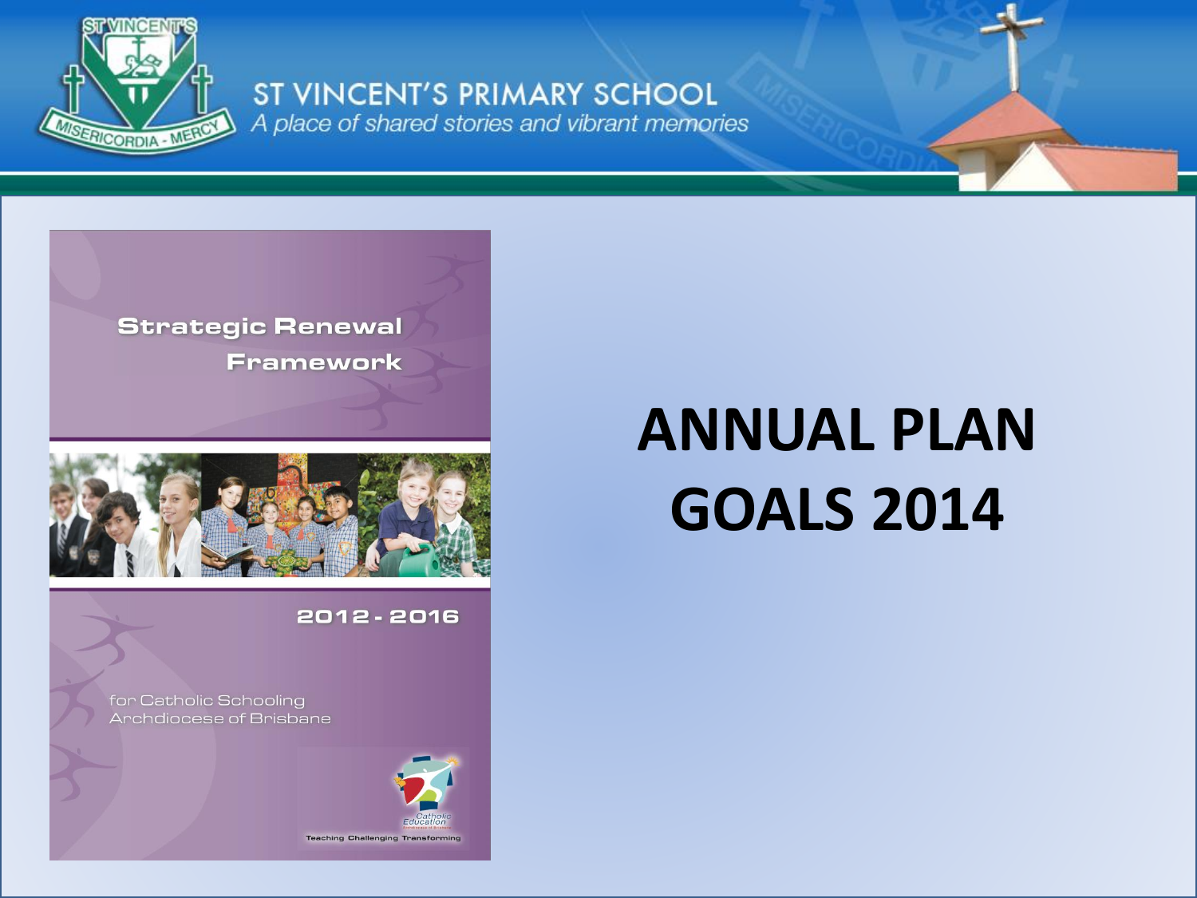# ST VINCENT'S PRIMARY SCHOOL

*A place of shared stories and vibrant memories*

Strategic Renewal Framework

2012 - 2016

for Catholic Schooling
Archdiocese of Brisbane

Teaching Challenging Transforming

# ANNUAL PLAN GOALS 2014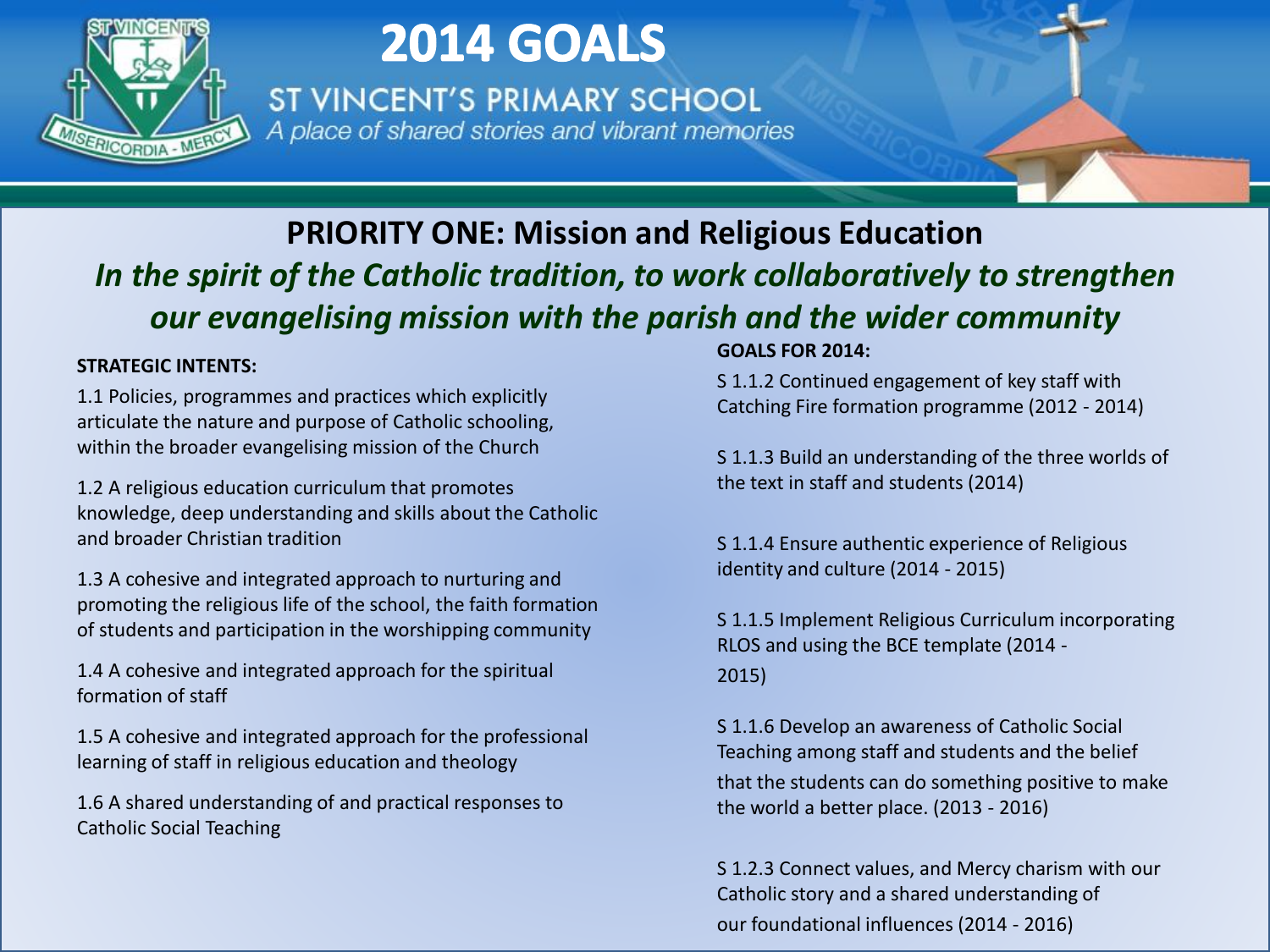# 2014 GOALS

ST VINCENT'S PRIMARY SCHOOL

*A place of shared stories and vibrant memories*

## PRIORITY ONE: Mission and Religious Education

***In the spirit of the Catholic tradition, to work collaboratively to strengthen our evangelising mission with the parish and the wider community***

**STRATEGIC INTENTS:**

1.1 Policies, programmes and practices which explicitly articulate the nature and purpose of Catholic schooling, within the broader evangelising mission of the Church

1.2 A religious education curriculum that promotes knowledge, deep understanding and skills about the Catholic and broader Christian tradition

1.3 A cohesive and integrated approach to nurturing and promoting the religious life of the school, the faith formation of students and participation in the worshipping community

1.4 A cohesive and integrated approach for the spiritual formation of staff

1.5 A cohesive and integrated approach for the professional learning of staff in religious education and theology

1.6 A shared understanding of and practical responses to Catholic Social Teaching

**GOALS FOR 2014:**

S 1.1.2 Continued engagement of key staff with Catching Fire formation programme (2012 - 2014)

S 1.1.3 Build an understanding of the three worlds of the text in staff and students (2014)

S 1.1.4 Ensure authentic experience of Religious identity and culture (2014 - 2015)

S 1.1.5 Implement Religious Curriculum incorporating RLOS and using the BCE template (2014 - 2015)

S 1.1.6 Develop an awareness of Catholic Social Teaching among staff and students and the belief that the students can do something positive to make the world a better place. (2013 - 2016)

S 1.2.3 Connect values, and Mercy charism with our Catholic story and a shared understanding of our foundational influences (2014 - 2016)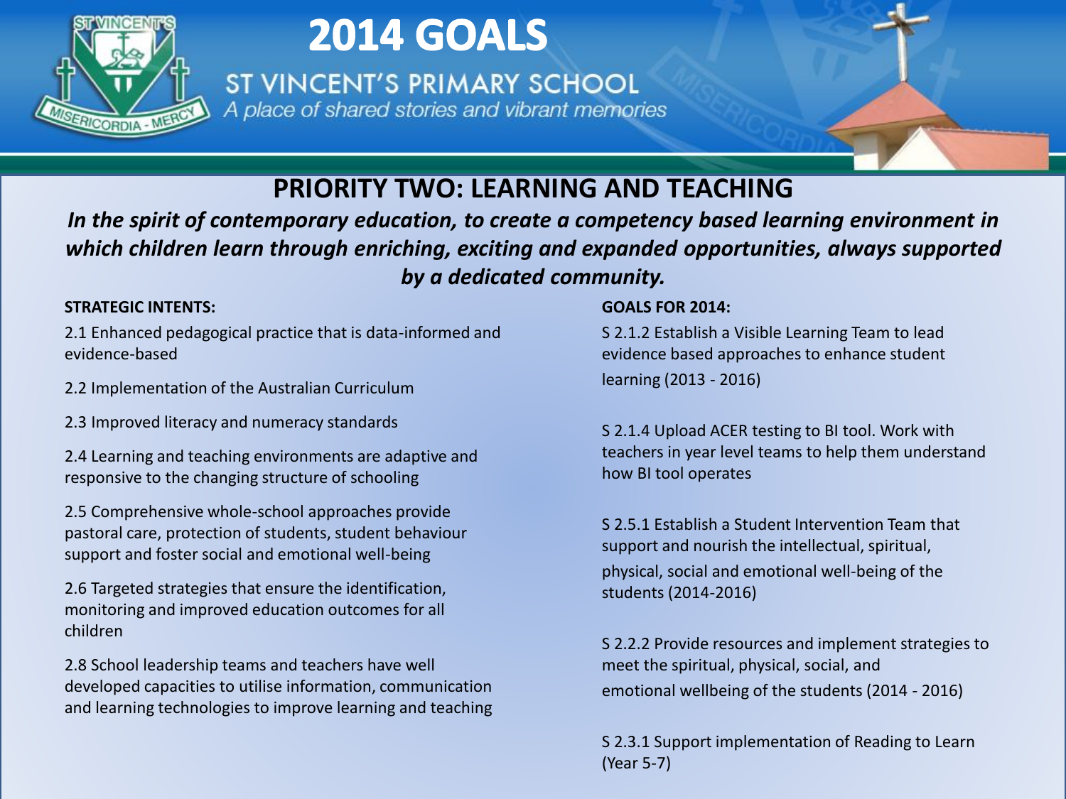# 2014 GOALS

ST VINCENT'S PRIMARY SCHOOL

*A place of shared stories and vibrant memories*

## PRIORITY TWO: LEARNING AND TEACHING

***In the spirit of contemporary education, to create a competency based learning environment in which children learn through enriching, exciting and expanded opportunities, always supported by a dedicated community.***

**STRATEGIC INTENTS:**

2.1 Enhanced pedagogical practice that is data-informed and evidence-based

2.2 Implementation of the Australian Curriculum

2.3 Improved literacy and numeracy standards

2.4 Learning and teaching environments are adaptive and responsive to the changing structure of schooling

2.5 Comprehensive whole-school approaches provide pastoral care, protection of students, student behaviour support and foster social and emotional well-being

2.6 Targeted strategies that ensure the identification, monitoring and improved education outcomes for all children

2.8 School leadership teams and teachers have well developed capacities to utilise information, communication and learning technologies to improve learning and teaching

**GOALS FOR 2014:**

S 2.1.2 Establish a Visible Learning Team to lead evidence based approaches to enhance student learning (2013 - 2016)

S 2.1.4 Upload ACER testing to BI tool. Work with teachers in year level teams to help them understand how BI tool operates

S 2.5.1 Establish a Student Intervention Team that support and nourish the intellectual, spiritual, physical, social and emotional well-being of the students (2014-2016)

S 2.2.2 Provide resources and implement strategies to meet the spiritual, physical, social, and emotional wellbeing of the students (2014 - 2016)

S 2.3.1 Support implementation of Reading to Learn (Year 5-7)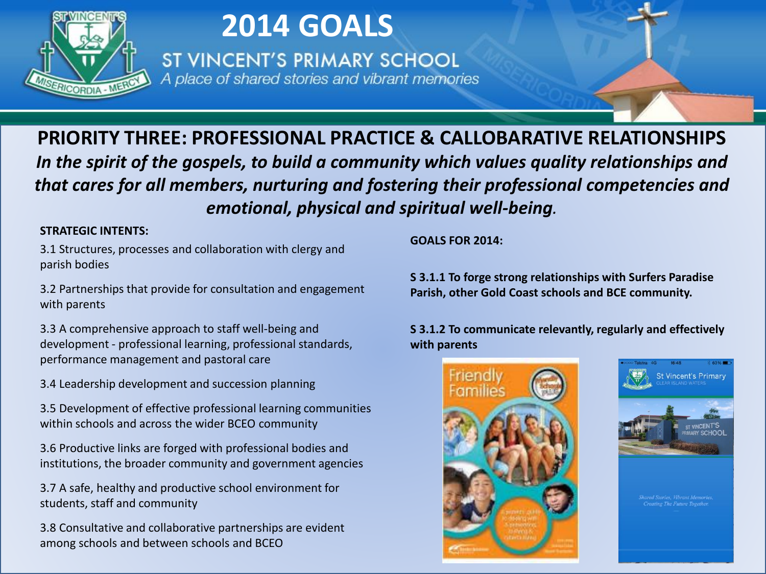# 2014 GOALS

## ST VINCENT'S PRIMARY SCHOOL

*A place of shared stories and vibrant memories*

## PRIORITY THREE: PROFESSIONAL PRACTICE & CALLOBARATIVE RELATIONSHIPS

***In the spirit of the gospels, to build a community which values quality relationships and that cares for all members, nurturing and fostering their professional competencies and emotional, physical and spiritual well-being.***

**STRATEGIC INTENTS:**

3.1 Structures, processes and collaboration with clergy and parish bodies

3.2 Partnerships that provide for consultation and engagement with parents

3.3 A comprehensive approach to staff well-being and development - professional learning, professional standards, performance management and pastoral care

3.4 Leadership development and succession planning

3.5 Development of effective professional learning communities within schools and across the wider BCEO community

3.6 Productive links are forged with professional bodies and institutions, the broader community and government agencies

3.7 A safe, healthy and productive school environment for students, staff and community

3.8 Consultative and collaborative partnerships are evident among schools and between schools and BCEO

**GOALS FOR 2014:**

**S 3.1.1 To forge strong relationships with Surfers Paradise Parish, other Gold Coast schools and BCE community.**

**S 3.1.2 To communicate relevantly, regularly and effectively with parents**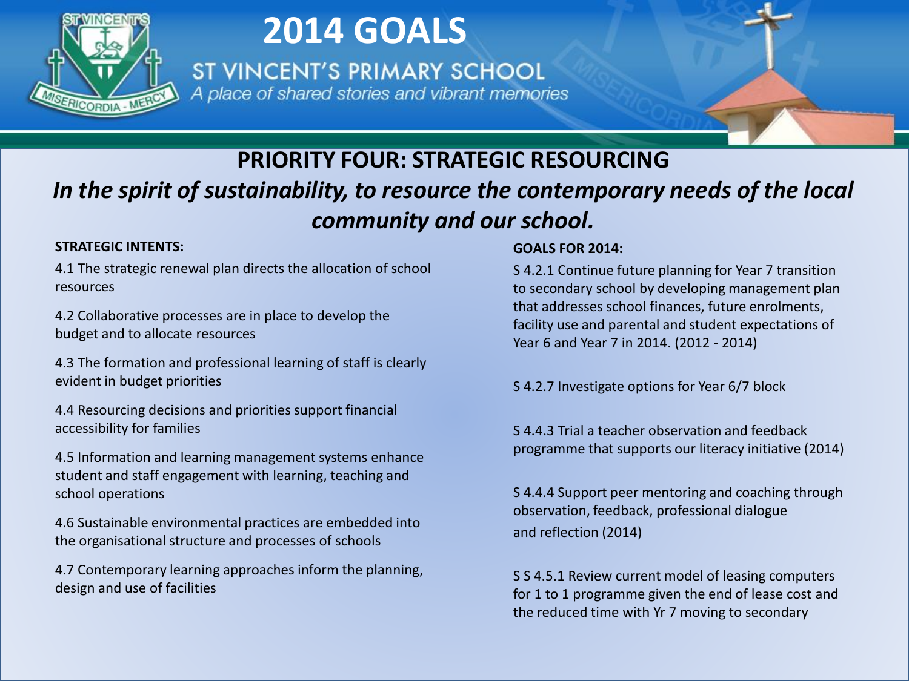# 2014 GOALS

ST VINCENT'S PRIMARY SCHOOL

*A place of shared stories and vibrant memories*

## PRIORITY FOUR: STRATEGIC RESOURCING

***In the spirit of sustainability, to resource the contemporary needs of the local community and our school.***

**STRATEGIC INTENTS:**

4.1 The strategic renewal plan directs the allocation of school resources

4.2 Collaborative processes are in place to develop the budget and to allocate resources

4.3 The formation and professional learning of staff is clearly evident in budget priorities

4.4 Resourcing decisions and priorities support financial accessibility for families

4.5 Information and learning management systems enhance student and staff engagement with learning, teaching and school operations

4.6 Sustainable environmental practices are embedded into the organisational structure and processes of schools

4.7 Contemporary learning approaches inform the planning, design and use of facilities

**GOALS FOR 2014:**

S 4.2.1 Continue future planning for Year 7 transition to secondary school by developing management plan that addresses school finances, future enrolments, facility use and parental and student expectations of Year 6 and Year 7 in 2014. (2012 - 2014)

S 4.2.7 Investigate options for Year 6/7 block

S 4.4.3 Trial a teacher observation and feedback programme that supports our literacy initiative (2014)

S 4.4.4 Support peer mentoring and coaching through observation, feedback, professional dialogue and reflection (2014)

S S 4.5.1 Review current model of leasing computers for 1 to 1 programme given the end of lease cost and the reduced time with Yr 7 moving to secondary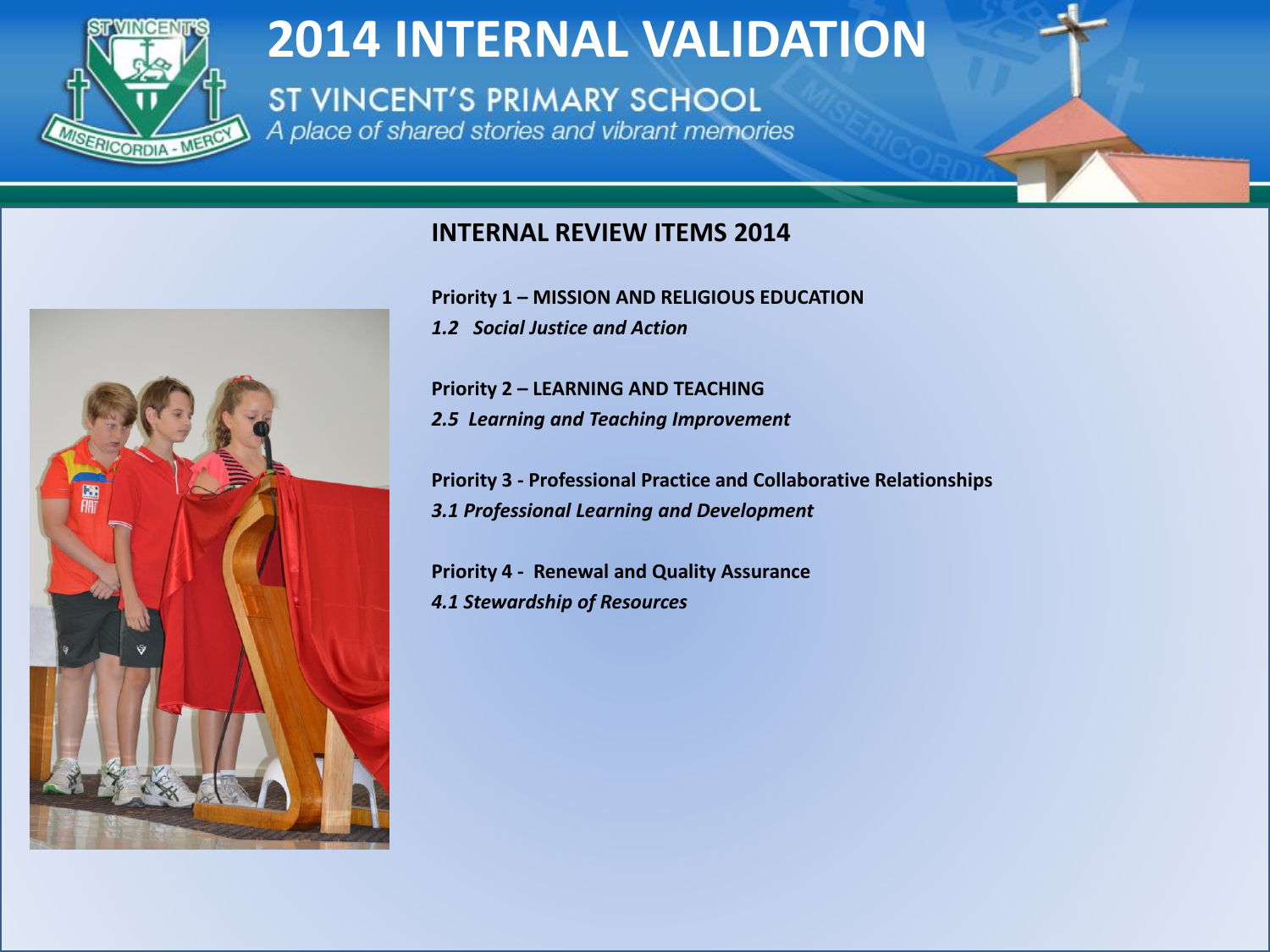# 2014 INTERNAL VALIDATION

ST VINCENT'S PRIMARY SCHOOL

*A place of shared stories and vibrant memories*

## INTERNAL REVIEW ITEMS 2014

**Priority 1 – MISSION AND RELIGIOUS EDUCATION**

***1.2 Social Justice and Action***

**Priority 2 – LEARNING AND TEACHING**

***2.5 Learning and Teaching Improvement***

**Priority 3 - Professional Practice and Collaborative Relationships**

***3.1 Professional Learning and Development***

**Priority 4 - Renewal and Quality Assurance**

***4.1 Stewardship of Resources***